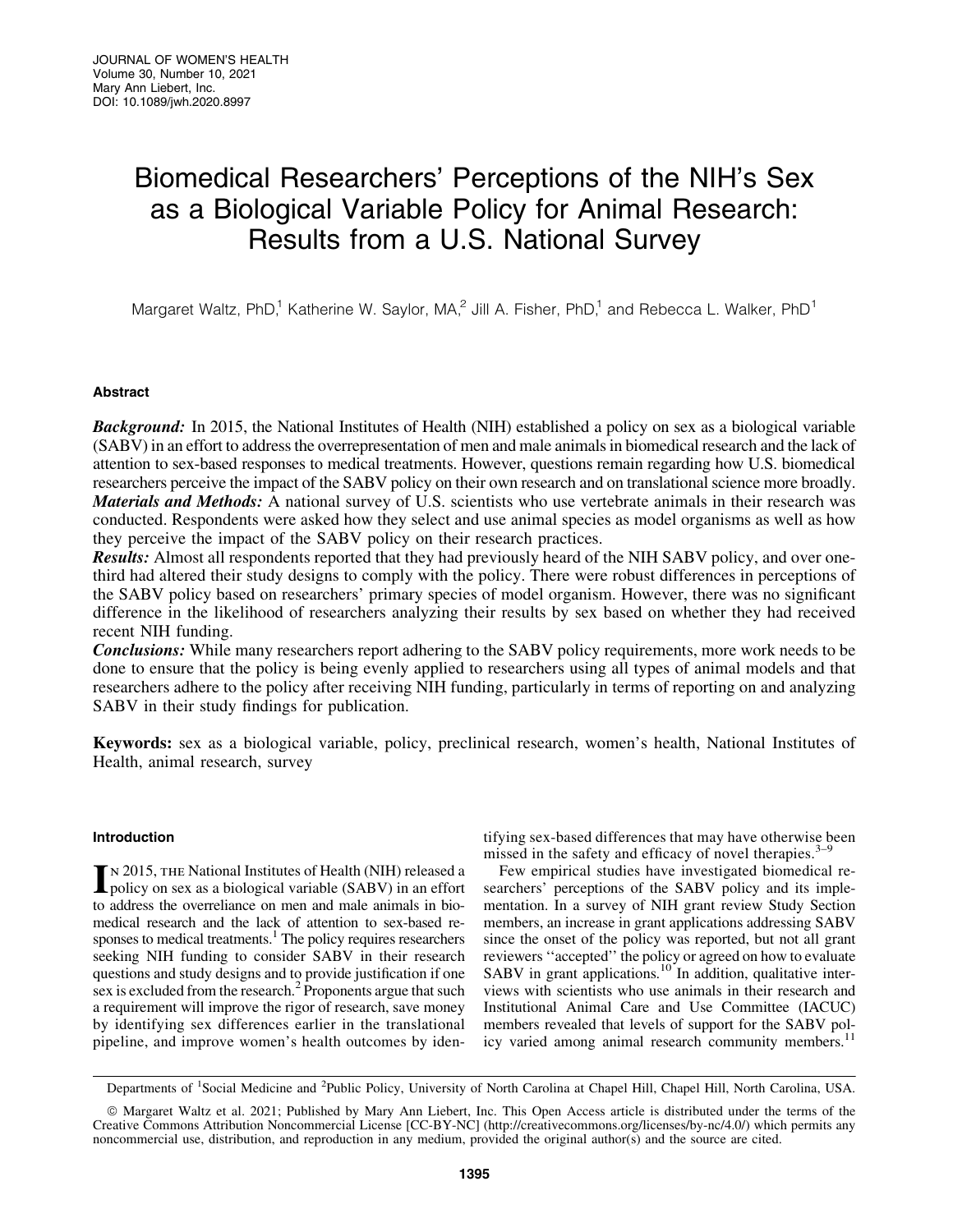# Biomedical Researchers' Perceptions of the NIH's Sex as a Biological Variable Policy for Animal Research: Results from a U.S. National Survey

Margaret Waltz, PhD,[1] Katherine W. Saylor, MA,[2] Jill A. Fisher, PhD,[1] and Rebecca L. Walker, PhD[1]

## Abstract

***Background:*** In 2015, the National Institutes of Health (NIH) established a policy on sex as a biological variable (SABV) in an effort to address the overrepresentation of men and male animals in biomedical research and the lack of attention to sex-based responses to medical treatments. However, questions remain regarding how U.S. biomedical researchers perceive the impact of the SABV policy on their own research and on translational science more broadly.

***Materials and Methods:*** A national survey of U.S. scientists who use vertebrate animals in their research was conducted. Respondents were asked how they select and use animal species as model organisms as well as how they perceive the impact of the SABV policy on their research practices.

***Results:*** Almost all respondents reported that they had previously heard of the NIH SABV policy, and over one-third had altered their study designs to comply with the policy. There were robust differences in perceptions of the SABV policy based on researchers' primary species of model organism. However, there was no significant difference in the likelihood of researchers analyzing their results by sex based on whether they had received recent NIH funding.

***Conclusions:*** While many researchers report adhering to the SABV policy requirements, more work needs to be done to ensure that the policy is being evenly applied to researchers using all types of animal models and that researchers adhere to the policy after receiving NIH funding, particularly in terms of reporting on and analyzing SABV in their study findings for publication.

**Keywords:** sex as a biological variable, policy, preclinical research, women's health, National Institutes of Health, animal research, survey

## Introduction

In 2015, the National Institutes of Health (NIH) released a policy on sex as a biological variable (SABV) in an effort to address the overreliance on men and male animals in biomedical research and the lack of attention to sex-based responses to medical treatments.[1] The policy requires researchers seeking NIH funding to consider SABV in their research questions and study designs and to provide justification if one sex is excluded from the research.[2] Proponents argue that such a requirement will improve the rigor of research, save money by identifying sex differences earlier in the translational pipeline, and improve women's health outcomes by identifying sex-based differences that may have otherwise been missed in the safety and efficacy of novel therapies.[3–9]

Few empirical studies have investigated biomedical researchers' perceptions of the SABV policy and its implementation. In a survey of NIH grant review Study Section members, an increase in grant applications addressing SABV since the onset of the policy was reported, but not all grant reviewers ''accepted'' the policy or agreed on how to evaluate SABV in grant applications.[10] In addition, qualitative interviews with scientists who use animals in their research and Institutional Animal Care and Use Committee (IACUC) members revealed that levels of support for the SABV policy varied among animal research community members.[11]

Departments of [1]Social Medicine and [2]Public Policy, University of North Carolina at Chapel Hill, Chapel Hill, North Carolina, USA.

© Margaret Waltz et al. 2021; Published by Mary Ann Liebert, Inc. This Open Access article is distributed under the terms of the Creative Commons Attribution Noncommercial License [CC-BY-NC] (http://creativecommons.org/licenses/by-nc/4.0/) which permits any noncommercial use, distribution, and reproduction in any medium, provided the original author(s) and the source are cited.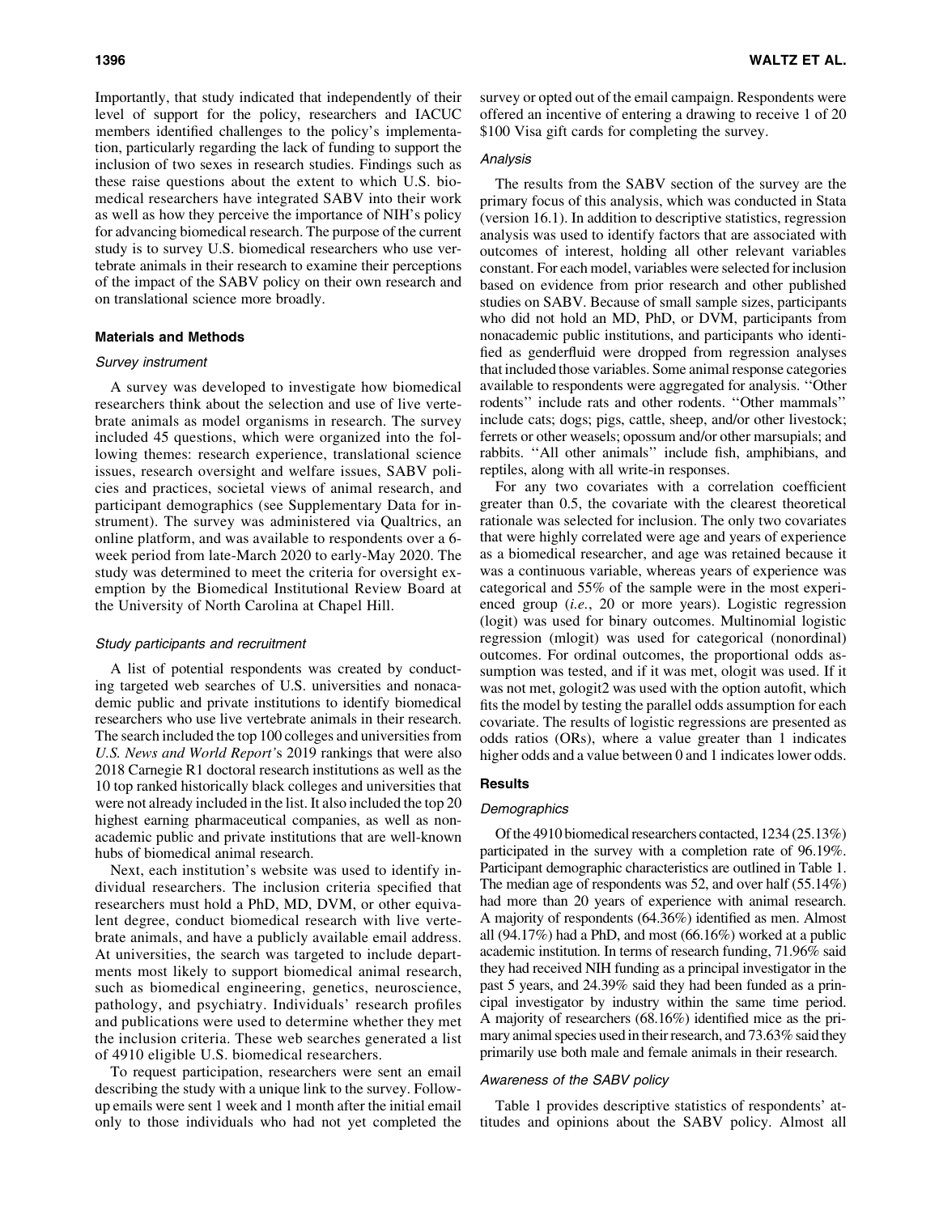Importantly, that study indicated that independently of their level of support for the policy, researchers and IACUC members identified challenges to the policy's implementation, particularly regarding the lack of funding to support the inclusion of two sexes in research studies. Findings such as these raise questions about the extent to which U.S. biomedical researchers have integrated SABV into their work as well as how they perceive the importance of NIH's policy for advancing biomedical research. The purpose of the current study is to survey U.S. biomedical researchers who use vertebrate animals in their research to examine their perceptions of the impact of the SABV policy on their own research and on translational science more broadly.

## Materials and Methods

### Survey instrument

A survey was developed to investigate how biomedical researchers think about the selection and use of live vertebrate animals as model organisms in research. The survey included 45 questions, which were organized into the following themes: research experience, translational science issues, research oversight and welfare issues, SABV policies and practices, societal views of animal research, and participant demographics (see Supplementary Data for instrument). The survey was administered via Qualtrics, an online platform, and was available to respondents over a 6-week period from late-March 2020 to early-May 2020. The study was determined to meet the criteria for oversight exemption by the Biomedical Institutional Review Board at the University of North Carolina at Chapel Hill.

### Study participants and recruitment

A list of potential respondents was created by conducting targeted web searches of U.S. universities and nonacademic public and private institutions to identify biomedical researchers who use live vertebrate animals in their research. The search included the top 100 colleges and universities from *U.S. News and World Report's* 2019 rankings that were also 2018 Carnegie R1 doctoral research institutions as well as the 10 top ranked historically black colleges and universities that were not already included in the list. It also included the top 20 highest earning pharmaceutical companies, as well as nonacademic public and private institutions that are well-known hubs of biomedical animal research.

Next, each institution's website was used to identify individual researchers. The inclusion criteria specified that researchers must hold a PhD, MD, DVM, or other equivalent degree, conduct biomedical research with live vertebrate animals, and have a publicly available email address. At universities, the search was targeted to include departments most likely to support biomedical animal research, such as biomedical engineering, genetics, neuroscience, pathology, and psychiatry. Individuals' research profiles and publications were used to determine whether they met the inclusion criteria. These web searches generated a list of 4910 eligible U.S. biomedical researchers.

To request participation, researchers were sent an email describing the study with a unique link to the survey. Follow-up emails were sent 1 week and 1 month after the initial email only to those individuals who had not yet completed the survey or opted out of the email campaign. Respondents were offered an incentive of entering a drawing to receive 1 of 20 \$100 Visa gift cards for completing the survey.

### Analysis

The results from the SABV section of the survey are the primary focus of this analysis, which was conducted in Stata (version 16.1). In addition to descriptive statistics, regression analysis was used to identify factors that are associated with outcomes of interest, holding all other relevant variables constant. For each model, variables were selected for inclusion based on evidence from prior research and other published studies on SABV. Because of small sample sizes, participants who did not hold an MD, PhD, or DVM, participants from nonacademic public institutions, and participants who identified as genderfluid were dropped from regression analyses that included those variables. Some animal response categories available to respondents were aggregated for analysis. ''Other rodents'' include rats and other rodents. ''Other mammals'' include cats; dogs; pigs, cattle, sheep, and/or other livestock; ferrets or other weasels; opossum and/or other marsupials; and rabbits. ''All other animals'' include fish, amphibians, and reptiles, along with all write-in responses.

For any two covariates with a correlation coefficient greater than 0.5, the covariate with the clearest theoretical rationale was selected for inclusion. The only two covariates that were highly correlated were age and years of experience as a biomedical researcher, and age was retained because it was a continuous variable, whereas years of experience was categorical and 55% of the sample were in the most experienced group (*i.e.*, 20 or more years). Logistic regression (logit) was used for binary outcomes. Multinomial logistic regression (mlogit) was used for categorical (nonordinal) outcomes. For ordinal outcomes, the proportional odds assumption was tested, and if it was met, ologit was used. If it was not met, gologit2 was used with the option autofit, which fits the model by testing the parallel odds assumption for each covariate. The results of logistic regressions are presented as odds ratios (ORs), where a value greater than 1 indicates higher odds and a value between 0 and 1 indicates lower odds.

## Results

### Demographics

Of the 4910 biomedical researchers contacted, 1234 (25.13%) participated in the survey with a completion rate of 96.19%. Participant demographic characteristics are outlined in Table 1. The median age of respondents was 52, and over half (55.14%) had more than 20 years of experience with animal research. A majority of respondents (64.36%) identified as men. Almost all (94.17%) had a PhD, and most (66.16%) worked at a public academic institution. In terms of research funding, 71.96% said they had received NIH funding as a principal investigator in the past 5 years, and 24.39% said they had been funded as a principal investigator by industry within the same time period. A majority of researchers (68.16%) identified mice as the primary animal species used in their research, and 73.63% said they primarily use both male and female animals in their research.

### Awareness of the SABV policy

Table 1 provides descriptive statistics of respondents' attitudes and opinions about the SABV policy. Almost all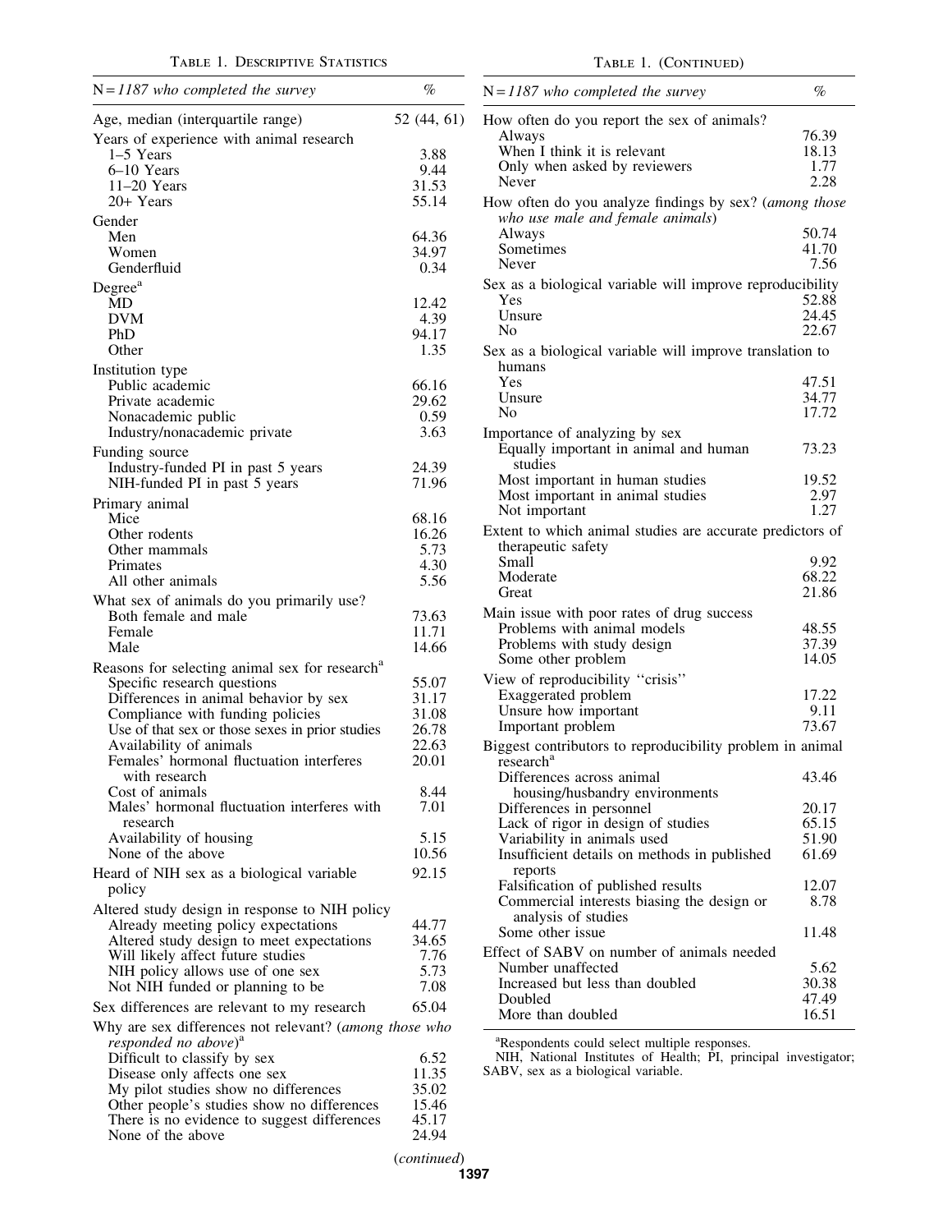Table 1. Descriptive Statistics

| N = 1187 who completed the survey | % |
|---|---|
| Age, median (interquartile range) | 52 (44, 61) |
| **Years of experience with animal research** | |
| 1–5 Years | 3.88 |
| 6–10 Years | 9.44 |
| 11–20 Years | 31.53 |
| 20+ Years | 55.14 |
| **Gender** | |
| Men | 64.36 |
| Women | 34.97 |
| Genderfluid | 0.34 |
| **Degree[a]** | |
| MD | 12.42 |
| DVM | 4.39 |
| PhD | 94.17 |
| Other | 1.35 |
| **Institution type** | |
| Public academic | 66.16 |
| Private academic | 29.62 |
| Nonacademic public | 0.59 |
| Industry/nonacademic private | 3.63 |
| **Funding source** | |
| Industry-funded PI in past 5 years | 24.39 |
| NIH-funded PI in past 5 years | 71.96 |
| **Primary animal** | |
| Mice | 68.16 |
| Other rodents | 16.26 |
| Other mammals | 5.73 |
| Primates | 4.30 |
| All other animals | 5.56 |
| **What sex of animals do you primarily use?** | |
| Both female and male | 73.63 |
| Female | 11.71 |
| Male | 14.66 |
| **Reasons for selecting animal sex for research[a]** | |
| Specific research questions | 55.07 |
| Differences in animal behavior by sex | 31.17 |
| Compliance with funding policies | 31.08 |
| Use of that sex or those sexes in prior studies | 26.78 |
| Availability of animals | 22.63 |
| Females' hormonal fluctuation interferes with research | 20.01 |
| Cost of animals | 8.44 |
| Males' hormonal fluctuation interferes with research | 7.01 |
| Availability of housing | 5.15 |
| None of the above | 10.56 |
| Heard of NIH sex as a biological variable policy | 92.15 |
| **Altered study design in response to NIH policy** | |
| Already meeting policy expectations | 44.77 |
| Altered study design to meet expectations | 34.65 |
| Will likely affect future studies | 7.76 |
| NIH policy allows use of one sex | 5.73 |
| Not NIH funded or planning to be | 7.08 |
| Sex differences are relevant to my research | 65.04 |
| **Why are sex differences not relevant? (*among those who responded no above*)[a]** | |
| Difficult to classify by sex | 6.52 |
| Disease only affects one sex | 11.35 |
| My pilot studies show no differences | 35.02 |
| Other people's studies show no differences | 15.46 |
| There is no evidence to suggest differences | 45.17 |
| None of the above | 24.94 |
| **How often do you report the sex of animals?** | |
| Always | 76.39 |
| When I think it is relevant | 18.13 |
| Only when asked by reviewers | 1.77 |
| Never | 2.28 |
| **How often do you analyze findings by sex? (*among those who use male and female animals*)** | |
| Always | 50.74 |
| Sometimes | 41.70 |
| Never | 7.56 |
| **Sex as a biological variable will improve reproducibility** | |
| Yes | 52.88 |
| Unsure | 24.45 |
| No | 22.67 |
| **Sex as a biological variable will improve translation to humans** | |
| Yes | 47.51 |
| Unsure | 34.77 |
| No | 17.72 |
| **Importance of analyzing by sex** | |
| Equally important in animal and human studies | 73.23 |
| Most important in human studies | 19.52 |
| Most important in animal studies | 2.97 |
| Not important | 1.27 |
| **Extent to which animal studies are accurate predictors of therapeutic safety** | |
| Small | 9.92 |
| Moderate | 68.22 |
| Great | 21.86 |
| **Main issue with poor rates of drug success** | |
| Problems with animal models | 48.55 |
| Problems with study design | 37.39 |
| Some other problem | 14.05 |
| **View of reproducibility "crisis"** | |
| Exaggerated problem | 17.22 |
| Unsure how important | 9.11 |
| Important problem | 73.67 |
| **Biggest contributors to reproducibility problem in animal research[a]** | |
| Differences across animal housing/husbandry environments | 43.46 |
| Differences in personnel | 20.17 |
| Lack of rigor in design of studies | 65.15 |
| Variability in animals used | 51.90 |
| Insufficient details on methods in published reports | 61.69 |
| Falsification of published results | 12.07 |
| Commercial interests biasing the design or analysis of studies | 8.78 |
| Some other issue | 11.48 |
| **Effect of SABV on number of animals needed** | |
| Number unaffected | 5.62 |
| Increased but less than doubled | 30.38 |
| Doubled | 47.49 |
| More than doubled | 16.51 |

[a]Respondents could select multiple responses.

NIH, National Institutes of Health; PI, principal investigator; SABV, sex as a biological variable.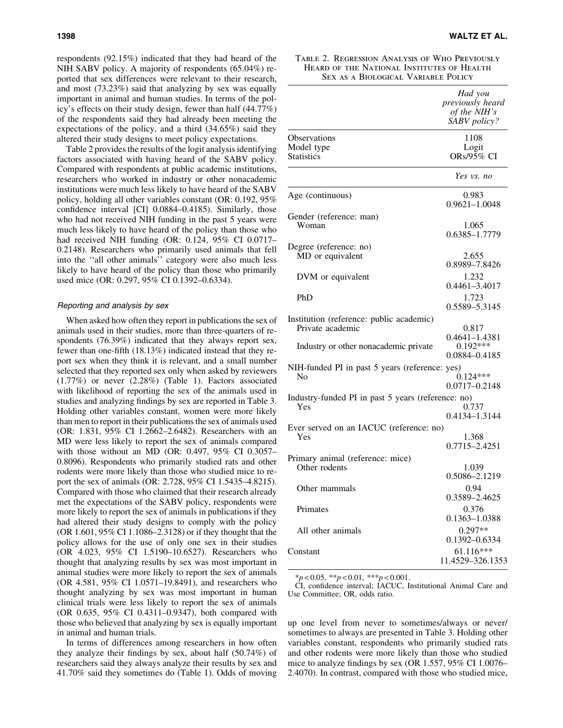respondents (92.15%) indicated that they had heard of the NIH SABV policy. A majority of respondents (65.04%) reported that sex differences were relevant to their research, and most (73.23%) said that analyzing by sex was equally important in animal and human studies. In terms of the policy's effects on their study design, fewer than half (44.77%) of the respondents said they had already been meeting the expectations of the policy, and a third (34.65%) said they altered their study designs to meet policy expectations.

Table 2 provides the results of the logit analysis identifying factors associated with having heard of the SABV policy. Compared with respondents at public academic institutions, researchers who worked in industry or other nonacademic institutions were much less likely to have heard of the SABV policy, holding all other variables constant (OR: 0.192, 95% confidence interval [CI] 0.0884–0.4185). Similarly, those who had not received NIH funding in the past 5 years were much less likely to have heard of the policy than those who had received NIH funding (OR: 0.124, 95% CI 0.0717–0.2148). Researchers who primarily used animals that fell into the ''all other animals'' category were also much less likely to have heard of the policy than those who primarily used mice (OR: 0.297, 95% CI 0.1392–0.6334).

### Reporting and analysis by sex

When asked how often they report in publications the sex of animals used in their studies, more than three-quarters of respondents (76.39%) indicated that they always report sex, fewer than one-fifth (18.13%) indicated instead that they report sex when they think it is relevant, and a small number selected that they reported sex only when asked by reviewers (1.77%) or never (2.28%) (Table 1). Factors associated with likelihood of reporting the sex of the animals used in studies and analyzing findings by sex are reported in Table 3. Holding other variables constant, women were more likely than men to report in their publications the sex of animals used (OR: 1.831, 95% CI 1.2662–2.6482). Researchers with an MD were less likely to report the sex of animals compared with those without an MD (OR: 0.497, 95% CI 0.3057–0.8096). Respondents who primarily studied rats and other rodents were more likely than those who studied mice to report the sex of animals (OR: 2.728, 95% CI 1.5435–4.8215). Compared with those who claimed that their research already met the expectations of the SABV policy, respondents were more likely to report the sex of animals in publications if they had altered their study designs to comply with the policy (OR 1.601, 95% CI 1.1086–2.3128) or if they thought that the policy allows for the use of only one sex in their studies (OR 4.023, 95% CI 1.5190–10.6527). Researchers who thought that analyzing results by sex was most important in animal studies were more likely to report the sex of animals (OR 4.581, 95% CI 1.0571–19.8491), and researchers who thought analyzing by sex was most important in human clinical trials were less likely to report the sex of animals (OR 0.635, 95% CI 0.4311–0.9347), both compared with those who believed that analyzing by sex is equally important in animal and human trials.

In terms of differences among researchers in how often they analyze their findings by sex, about half (50.74%) of researchers said they always analyze their results by sex and 41.70% said they sometimes do (Table 1). Odds of moving up one level from never to sometimes/always or never/sometimes to always are presented in Table 3. Holding other variables constant, respondents who primarily studied rats and other rodents were more likely than those who studied mice to analyze findings by sex (OR 1.557, 95% CI 1.0076–2.4070). In contrast, compared with those who studied mice,

Table 2. Regression Analysis of Who Previously Heard of the National Institutes of Health Sex as a Biological Variable Policy

| | *Had you previously heard of the NIH's SABV policy?* |
|---|---|
| Observations | 1108 |
| Model type | Logit |
| Statistics | ORs/95% CI |
| | *Yes vs. no* |
| Age (continuous) | 0.983<br>0.9621–1.0048 |
| Gender (reference: man) | |
| Woman | 1.065<br>0.6385–1.7779 |
| Degree (reference: no) | |
| MD or equivalent | 2.655<br>0.8989–7.8426 |
| DVM or equivalent | 1.232<br>0.4461–3.4017 |
| PhD | 1.723<br>0.5589–5.3145 |
| Institution (reference: public academic) | |
| Private academic | 0.817<br>0.4641–1.4381 |
| Industry or other nonacademic private | 0.192***<br>0.0884–0.4185 |
| NIH-funded PI in past 5 years (reference: yes) | |
| No | 0.124***<br>0.0717–0.2148 |
| Industry-funded PI in past 5 years (reference: no) | |
| Yes | 0.737<br>0.4134–1.3144 |
| Ever served on an IACUC (reference: no) | |
| Yes | 1.368<br>0.7715–2.4251 |
| Primary animal (reference: mice) | |
| Other rodents | 1.039<br>0.5086–2.1219 |
| Other mammals | 0.94<br>0.3589–2.4625 |
| Primates | 0.376<br>0.1363–1.0388 |
| All other animals | 0.297**<br>0.1392–0.6334 |
| Constant | 61.116***<br>11.4529–326.1353 |

*$p < 0.05$, **$p < 0.01$, ***$p < 0.001$.

CI, confidence interval; IACUC, Institutional Animal Care and Use Committee; OR, odds ratio.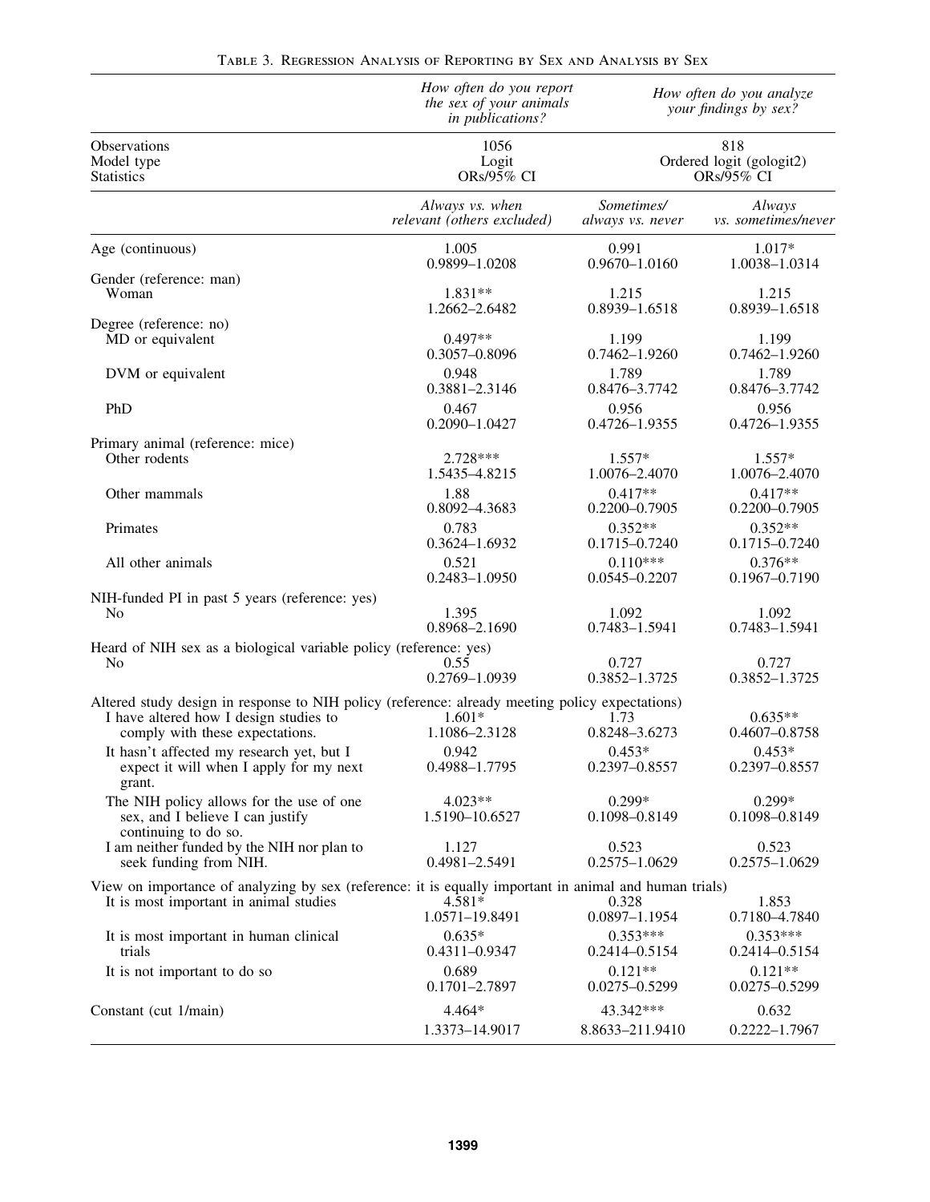Table 3. Regression Analysis of Reporting by Sex and Analysis by Sex

| | *How often do you report the sex of your animals in publications?* | *How often do you analyze your findings by sex?* | |
|---|---|---|---|
| Observations | 1056 | 818 | |
| Model type | Logit | Ordered logit (gologit2) | |
| Statistics | ORs/95% CI | ORs/95% CI | |
| | *Always vs. when relevant (others excluded)* | *Sometimes/ always vs. never* | *Always vs. sometimes/never* |
| Age (continuous) | 1.005<br>0.9899–1.0208 | 0.991<br>0.9670–1.0160 | 1.017*<br>1.0038–1.0314 |
| Gender (reference: man) | | | |
| Woman | 1.831**<br>1.2662–2.6482 | 1.215<br>0.8939–1.6518 | 1.215<br>0.8939–1.6518 |
| Degree (reference: no) | | | |
| MD or equivalent | 0.497**<br>0.3057–0.8096 | 1.199<br>0.7462–1.9260 | 1.199<br>0.7462–1.9260 |
| DVM or equivalent | 0.948<br>0.3881–2.3146 | 1.789<br>0.8476–3.7742 | 1.789<br>0.8476–3.7742 |
| PhD | 0.467<br>0.2090–1.0427 | 0.956<br>0.4726–1.9355 | 0.956<br>0.4726–1.9355 |
| Primary animal (reference: mice) | | | |
| Other rodents | 2.728***<br>1.5435–4.8215 | 1.557*<br>1.0076–2.4070 | 1.557*<br>1.0076–2.4070 |
| Other mammals | 1.88<br>0.8092–4.3683 | 0.417**<br>0.2200–0.7905 | 0.417**<br>0.2200–0.7905 |
| Primates | 0.783<br>0.3624–1.6932 | 0.352**<br>0.1715–0.7240 | 0.352**<br>0.1715–0.7240 |
| All other animals | 0.521<br>0.2483–1.0950 | 0.110***<br>0.0545–0.2207 | 0.376**<br>0.1967–0.7190 |
| NIH-funded PI in past 5 years (reference: yes) | | | |
| No | 1.395<br>0.8968–2.1690 | 1.092<br>0.7483–1.5941 | 1.092<br>0.7483–1.5941 |
| Heard of NIH sex as a biological variable policy (reference: yes) | | | |
| No | 0.55<br>0.2769–1.0939 | 0.727<br>0.3852–1.3725 | 0.727<br>0.3852–1.3725 |
| Altered study design in response to NIH policy (reference: already meeting policy expectations) | | | |
| I have altered how I design studies to comply with these expectations. | 1.601*<br>1.1086–2.3128 | 1.73<br>0.8248–3.6273 | 0.635**<br>0.4607–0.8758 |
| It hasn't affected my research yet, but I expect it will when I apply for my next grant. | 0.942<br>0.4988–1.7795 | 0.453*<br>0.2397–0.8557 | 0.453*<br>0.2397–0.8557 |
| The NIH policy allows for the use of one sex, and I believe I can justify continuing to do so. | 4.023**<br>1.5190–10.6527 | 0.299*<br>0.1098–0.8149 | 0.299*<br>0.1098–0.8149 |
| I am neither funded by the NIH nor plan to seek funding from NIH. | 1.127<br>0.4981–2.5491 | 0.523<br>0.2575–1.0629 | 0.523<br>0.2575–1.0629 |
| View on importance of analyzing by sex (reference: it is equally important in animal and human trials) | | | |
| It is most important in animal studies | 4.581*<br>1.0571–19.8491 | 0.328<br>0.0897–1.1954 | 1.853<br>0.7180–4.7840 |
| It is most important in human clinical trials | 0.635*<br>0.4311–0.9347 | 0.353***<br>0.2414–0.5154 | 0.353***<br>0.2414–0.5154 |
| It is not important to do so | 0.689<br>0.1701–2.7897 | 0.121**<br>0.0275–0.5299 | 0.121**<br>0.0275–0.5299 |
| Constant (cut 1/main) | 4.464*<br>1.3373–14.9017 | 43.342***<br>8.8633–211.9410 | 0.632<br>0.2222–1.7967 |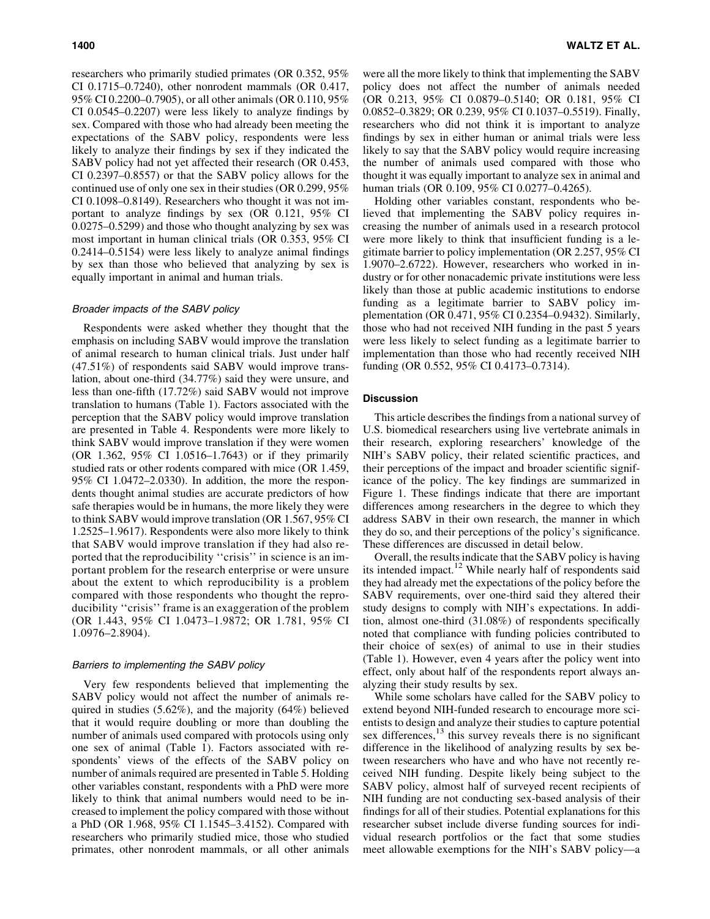researchers who primarily studied primates (OR 0.352, 95% CI 0.1715–0.7240), other nonrodent mammals (OR 0.417, 95% CI 0.2200–0.7905), or all other animals (OR 0.110, 95% CI 0.0545–0.2207) were less likely to analyze findings by sex. Compared with those who had already been meeting the expectations of the SABV policy, respondents were less likely to analyze their findings by sex if they indicated the SABV policy had not yet affected their research (OR 0.453, CI 0.2397–0.8557) or that the SABV policy allows for the continued use of only one sex in their studies (OR 0.299, 95% CI 0.1098–0.8149). Researchers who thought it was not important to analyze findings by sex (OR 0.121, 95% CI 0.0275–0.5299) and those who thought analyzing by sex was most important in human clinical trials (OR 0.353, 95% CI 0.2414–0.5154) were less likely to analyze animal findings by sex than those who believed that analyzing by sex is equally important in animal and human trials.

### *Broader impacts of the SABV policy*

Respondents were asked whether they thought that the emphasis on including SABV would improve the translation of animal research to human clinical trials. Just under half (47.51%) of respondents said SABV would improve translation, about one-third (34.77%) said they were unsure, and less than one-fifth (17.72%) said SABV would not improve translation to humans (Table 1). Factors associated with the perception that the SABV policy would improve translation are presented in Table 4. Respondents were more likely to think SABV would improve translation if they were women (OR 1.362, 95% CI 1.0516–1.7643) or if they primarily studied rats or other rodents compared with mice (OR 1.459, 95% CI 1.0472–2.0330). In addition, the more the respondents thought animal studies are accurate predictors of how safe therapies would be in humans, the more likely they were to think SABV would improve translation (OR 1.567, 95% CI 1.2525–1.9617). Respondents were also more likely to think that SABV would improve translation if they had also reported that the reproducibility ''crisis'' in science is an important problem for the research enterprise or were unsure about the extent to which reproducibility is a problem compared with those respondents who thought the reproducibility ''crisis'' frame is an exaggeration of the problem (OR 1.443, 95% CI 1.0473–1.9872; OR 1.781, 95% CI 1.0976–2.8904).

### *Barriers to implementing the SABV policy*

Very few respondents believed that implementing the SABV policy would not affect the number of animals required in studies (5.62%), and the majority (64%) believed that it would require doubling or more than doubling the number of animals used compared with protocols using only one sex of animal (Table 1). Factors associated with respondents' views of the effects of the SABV policy on number of animals required are presented in Table 5. Holding other variables constant, respondents with a PhD were more likely to think that animal numbers would need to be increased to implement the policy compared with those without a PhD (OR 1.968, 95% CI 1.1545–3.4152). Compared with researchers who primarily studied mice, those who studied primates, other nonrodent mammals, or all other animals were all the more likely to think that implementing the SABV policy does not affect the number of animals needed (OR 0.213, 95% CI 0.0879–0.5140; OR 0.181, 95% CI 0.0852–0.3829; OR 0.239, 95% CI 0.1037–0.5519). Finally, researchers who did not think it is important to analyze findings by sex in either human or animal trials were less likely to say that the SABV policy would require increasing the number of animals used compared with those who thought it was equally important to analyze sex in animal and human trials (OR 0.109, 95% CI 0.0277–0.4265).

Holding other variables constant, respondents who believed that implementing the SABV policy requires increasing the number of animals used in a research protocol were more likely to think that insufficient funding is a legitimate barrier to policy implementation (OR 2.257, 95% CI 1.9070–2.6722). However, researchers who worked in industry or for other nonacademic private institutions were less likely than those at public academic institutions to endorse funding as a legitimate barrier to SABV policy implementation (OR 0.471, 95% CI 0.2354–0.9432). Similarly, those who had not received NIH funding in the past 5 years were less likely to select funding as a legitimate barrier to implementation than those who had recently received NIH funding (OR 0.552, 95% CI 0.4173–0.7314).

## Discussion

This article describes the findings from a national survey of U.S. biomedical researchers using live vertebrate animals in their research, exploring researchers' knowledge of the NIH's SABV policy, their related scientific practices, and their perceptions of the impact and broader scientific significance of the policy. The key findings are summarized in Figure 1. These findings indicate that there are important differences among researchers in the degree to which they address SABV in their own research, the manner in which they do so, and their perceptions of the policy's significance. These differences are discussed in detail below.

Overall, the results indicate that the SABV policy is having its intended impact.[12] While nearly half of respondents said they had already met the expectations of the policy before the SABV requirements, over one-third said they altered their study designs to comply with NIH's expectations. In addition, almost one-third (31.08%) of respondents specifically noted that compliance with funding policies contributed to their choice of sex(es) of animal to use in their studies (Table 1). However, even 4 years after the policy went into effect, only about half of the respondents report always analyzing their study results by sex.

While some scholars have called for the SABV policy to extend beyond NIH-funded research to encourage more scientists to design and analyze their studies to capture potential sex differences,[13] this survey reveals there is no significant difference in the likelihood of analyzing results by sex between researchers who have and who have not recently received NIH funding. Despite likely being subject to the SABV policy, almost half of surveyed recent recipients of NIH funding are not conducting sex-based analysis of their findings for all of their studies. Potential explanations for this researcher subset include diverse funding sources for individual research portfolios or the fact that some studies meet allowable exemptions for the NIH's SABV policy—a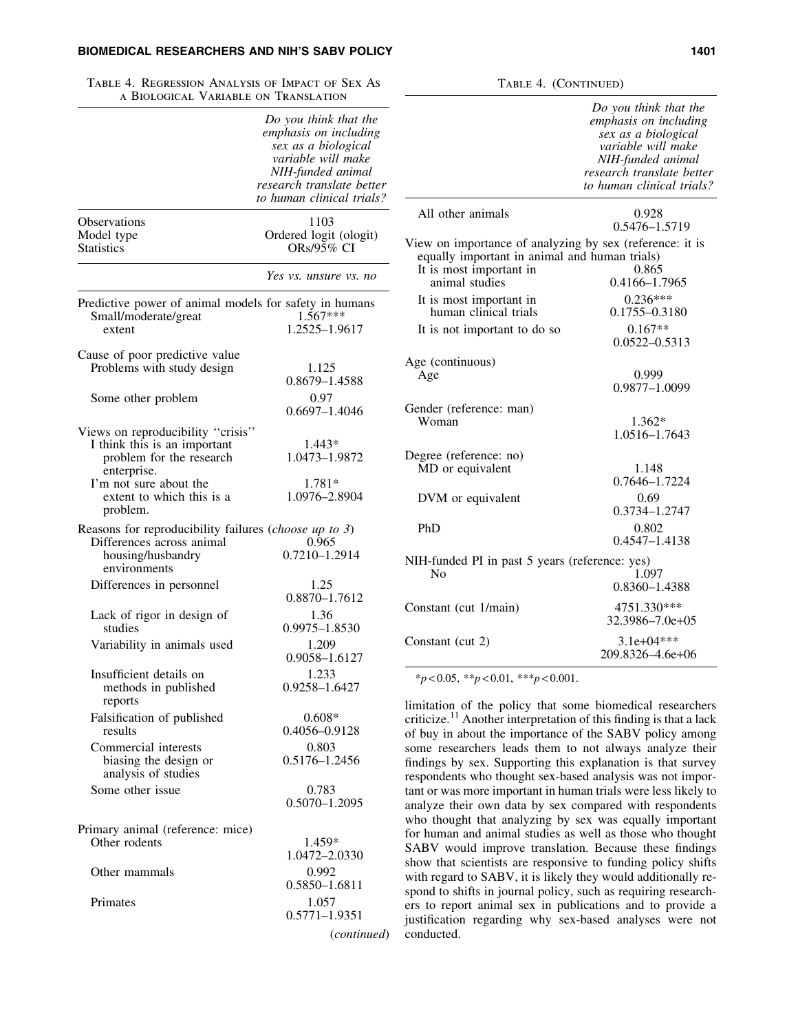Table 4. Regression Analysis of Impact of Sex As a Biological Variable on Translation

| | *Do you think that the emphasis on including sex as a biological variable will make NIH-funded animal research translate better to human clinical trials?* |
|---|---|
| Observations | 1103 |
| Model type | Ordered logit (ologit) |
| Statistics | ORs/95% CI |
| | *Yes vs. unsure vs. no* |
| **Predictive power of animal models for safety in humans** | |
| Small/moderate/great extent | 1.567***<br>1.2525–1.9617 |
| **Cause of poor predictive value** | |
| Problems with study design | 1.125<br>0.8679–1.4588 |
| Some other problem | 0.97<br>0.6697–1.4046 |
| **Views on reproducibility "crisis"** | |
| I think this is an important problem for the research enterprise. | 1.443*<br>1.0473–1.9872 |
| I'm not sure about the extent to which this is a problem. | 1.781*<br>1.0976–2.8904 |
| **Reasons for reproducibility failures (*choose up to 3*)** | |
| Differences across animal housing/husbandry environments | 0.965<br>0.7210–1.2914 |
| Differences in personnel | 1.25<br>0.8870–1.7612 |
| Lack of rigor in design of studies | 1.36<br>0.9975–1.8530 |
| Variability in animals used | 1.209<br>0.9058–1.6127 |
| Insufficient details on methods in published reports | 1.233<br>0.9258–1.6427 |
| Falsification of published results | 0.608*<br>0.4056–0.9128 |
| Commercial interests biasing the design or analysis of studies | 0.803<br>0.5176–1.2456 |
| Some other issue | 0.783<br>0.5070–1.2095 |
| **Primary animal (reference: mice)** | |
| Other rodents | 1.459*<br>1.0472–2.0330 |
| Other mammals | 0.992<br>0.5850–1.6811 |
| Primates | 1.057<br>0.5771–1.9351 |
| All other animals | 0.928<br>0.5476–1.5719 |
| **View on importance of analyzing by sex (reference: it is equally important in animal and human trials)** | |
| It is most important in animal studies | 0.865<br>0.4166–1.7965 |
| It is most important in human clinical trials | 0.236***<br>0.1755–0.3180 |
| It is not important to do so | 0.167**<br>0.0522–0.5313 |
| **Age (continuous)** | |
| Age | 0.999<br>0.9877–1.0099 |
| **Gender (reference: man)** | |
| Woman | 1.362*<br>1.0516–1.7643 |
| **Degree (reference: no)** | |
| MD or equivalent | 1.148<br>0.7646–1.7224 |
| DVM or equivalent | 0.69<br>0.3734–1.2747 |
| PhD | 0.802<br>0.4547–1.4138 |
| **NIH-funded PI in past 5 years (reference: yes)** | |
| No | 1.097<br>0.8360–1.4388 |
| Constant (cut 1/main) | 4751.330***<br>32.3986–7.0e+05 |
| Constant (cut 2) | 3.1e+04***<br>209.8326–4.6e+06 |

*$p<0.05$, **$p<0.01$, ***$p<0.001$.

limitation of the policy that some biomedical researchers criticize.[11] Another interpretation of this finding is that a lack of buy in about the importance of the SABV policy among some researchers leads them to not always analyze their findings by sex. Supporting this explanation is that survey respondents who thought sex-based analysis was not important or was more important in human trials were less likely to analyze their own data by sex compared with respondents who thought that analyzing by sex was equally important for human and animal studies as well as those who thought SABV would improve translation. Because these findings show that scientists are responsive to funding policy shifts with regard to SABV, it is likely they would additionally respond to shifts in journal policy, such as requiring researchers to report animal sex in publications and to provide a justification regarding why sex-based analyses were not conducted.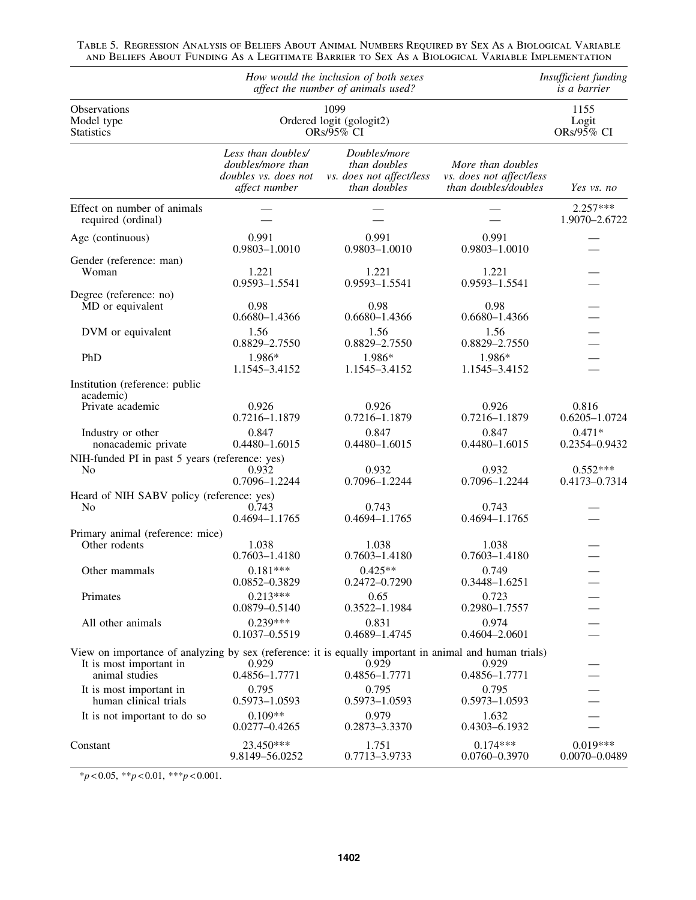Table 5. Regression Analysis of Beliefs About Animal Numbers Required by Sex As a Biological Variable and Beliefs About Funding As a Legitimate Barrier to Sex As a Biological Variable Implementation

| | *How would the inclusion of both sexes affect the number of animals used?* | | | *Insufficient funding is a barrier* |
|---|---|---|---|---|
| Observations | 1099 | | | 1155 |
| Model type | Ordered logit (gologit2) | | | Logit |
| Statistics | ORs/95% CI | | | ORs/95% CI |
| | *Less than doubles/ doubles/more than doubles vs. does not affect number* | *Doubles/more than doubles vs. does not affect/less than doubles* | *More than doubles vs. does not affect/less than doubles/doubles* | *Yes vs. no* |
| Effect on number of animals required (ordinal) | — | — | — | 2.257*** 1.9070–2.6722 |
| Age (continuous) | 0.991 0.9803–1.0010 | 0.991 0.9803–1.0010 | 0.991 0.9803–1.0010 | — |
| Gender (reference: man) | | | | |
| Woman | 1.221 0.9593–1.5541 | 1.221 0.9593–1.5541 | 1.221 0.9593–1.5541 | — |
| Degree (reference: no) | | | | |
| MD or equivalent | 0.98 0.6680–1.4366 | 0.98 0.6680–1.4366 | 0.98 0.6680–1.4366 | — |
| DVM or equivalent | 1.56 0.8829–2.7550 | 1.56 0.8829–2.7550 | 1.56 0.8829–2.7550 | — |
| PhD | 1.986* 1.1545–3.4152 | 1.986* 1.1545–3.4152 | 1.986* 1.1545–3.4152 | — |
| Institution (reference: public academic) | | | | |
| Private academic | 0.926 0.7216–1.1879 | 0.926 0.7216–1.1879 | 0.926 0.7216–1.1879 | 0.816 0.6205–1.0724 |
| Industry or other nonacademic private | 0.847 0.4480–1.6015 | 0.847 0.4480–1.6015 | 0.847 0.4480–1.6015 | 0.471* 0.2354–0.9432 |
| NIH-funded PI in past 5 years (reference: yes) | | | | |
| No | 0.932 0.7096–1.2244 | 0.932 0.7096–1.2244 | 0.932 0.7096–1.2244 | 0.552*** 0.4173–0.7314 |
| Heard of NIH SABV policy (reference: yes) | | | | |
| No | 0.743 0.4694–1.1765 | 0.743 0.4694–1.1765 | 0.743 0.4694–1.1765 | — |
| Primary animal (reference: mice) | | | | |
| Other rodents | 1.038 0.7603–1.4180 | 1.038 0.7603–1.4180 | 1.038 0.7603–1.4180 | — |
| Other mammals | 0.181*** 0.0852–0.3829 | 0.425** 0.2472–0.7290 | 0.749 0.3448–1.6251 | — |
| Primates | 0.213*** 0.0879–0.5140 | 0.65 0.3522–1.1984 | 0.723 0.2980–1.7557 | — |
| All other animals | 0.239*** 0.1037–0.5519 | 0.831 0.4689–1.4745 | 0.974 0.4604–2.0601 | — |
| View on importance of analyzing by sex (reference: it is equally important in animal and human trials) | | | | |
| It is most important in animal studies | 0.929 0.4856–1.7771 | 0.929 0.4856–1.7771 | 0.929 0.4856–1.7771 | — |
| It is most important in human clinical trials | 0.795 0.5973–1.0593 | 0.795 0.5973–1.0593 | 0.795 0.5973–1.0593 | — |
| It is not important to do so | 0.109** 0.0277–0.4265 | 0.979 0.2873–3.3370 | 1.632 0.4303–6.1932 | — |
| Constant | 23.450*** 9.8149–56.0252 | 1.751 0.7713–3.9733 | 0.174*** 0.0760–0.3970 | 0.019*** 0.0070–0.0489 |

*$p < 0.05$, **$p < 0.01$, ***$p < 0.001$.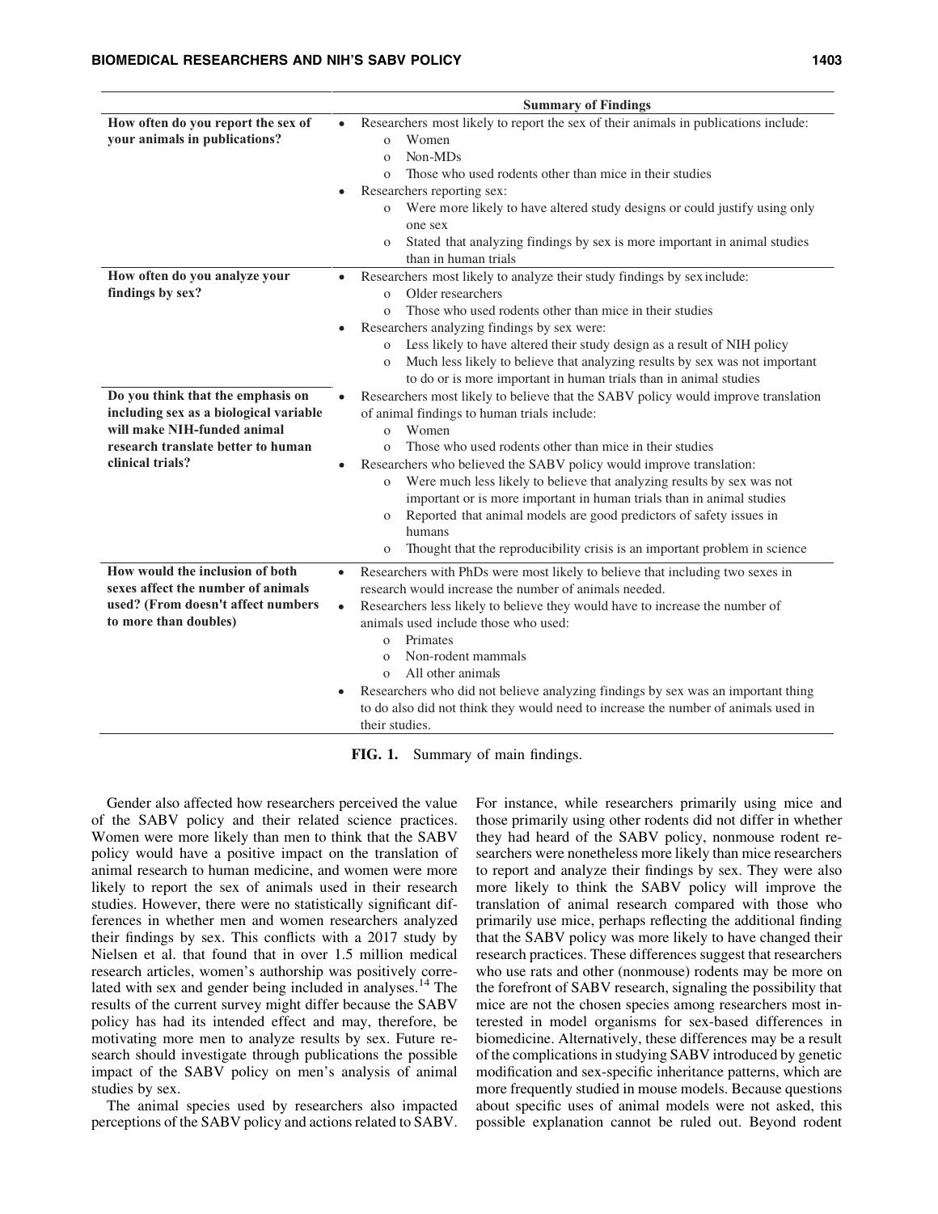| | Summary of Findings |
|---|---|
| **How often do you report the sex of your animals in publications?** | • Researchers most likely to report the sex of their animals in publications include:<br>  o Women<br>  o Non-MDs<br>  o Those who used rodents other than mice in their studies<br>• Researchers reporting sex:<br>  o Were more likely to have altered study designs or could justify using only one sex<br>  o Stated that analyzing findings by sex is more important in animal studies than in human trials |
| **How often do you analyze your findings by sex?** | • Researchers most likely to analyze their study findings by sex include:<br>  o Older researchers<br>  o Those who used rodents other than mice in their studies<br>• Researchers analyzing findings by sex were:<br>  o Less likely to have altered their study design as a result of NIH policy<br>  o Much less likely to believe that analyzing results by sex was not important to do or is more important in human trials than in animal studies |
| **Do you think that the emphasis on including sex as a biological variable will make NIH-funded animal research translate better to human clinical trials?** | • Researchers most likely to believe that the SABV policy would improve translation of animal findings to human trials include:<br>  o Women<br>  o Those who used rodents other than mice in their studies<br>• Researchers who believed the SABV policy would improve translation:<br>  o Were much less likely to believe that analyzing results by sex was not important or is more important in human trials than in animal studies<br>  o Reported that animal models are good predictors of safety issues in humans<br>  o Thought that the reproducibility crisis is an important problem in science |
| **How would the inclusion of both sexes affect the number of animals used? (From doesn't affect numbers to more than doubles)** | • Researchers with PhDs were most likely to believe that including two sexes in research would increase the number of animals needed.<br>• Researchers less likely to believe they would have to increase the number of animals used include those who used:<br>  o Primates<br>  o Non-rodent mammals<br>  o All other animals<br>• Researchers who did not believe analyzing findings by sex was an important thing to do also did not think they would need to increase the number of animals used in their studies. |

**FIG. 1.** Summary of main findings.

Gender also affected how researchers perceived the value of the SABV policy and their related science practices. Women were more likely than men to think that the SABV policy would have a positive impact on the translation of animal research to human medicine, and women were more likely to report the sex of animals used in their research studies. However, there were no statistically significant differences in whether men and women researchers analyzed their findings by sex. This conflicts with a 2017 study by Nielsen et al. that found that in over 1.5 million medical research articles, women's authorship was positively correlated with sex and gender being included in analyses.[14] The results of the current survey might differ because the SABV policy has had its intended effect and may, therefore, be motivating more men to analyze results by sex. Future research should investigate through publications the possible impact of the SABV policy on men's analysis of animal studies by sex.

The animal species used by researchers also impacted perceptions of the SABV policy and actions related to SABV. For instance, while researchers primarily using mice and those primarily using other rodents did not differ in whether they had heard of the SABV policy, nonmouse rodent researchers were nonetheless more likely than mice researchers to report and analyze their findings by sex. They were also more likely to think the SABV policy will improve the translation of animal research compared with those who primarily use mice, perhaps reflecting the additional finding that the SABV policy was more likely to have changed their research practices. These differences suggest that researchers who use rats and other (nonmouse) rodents may be more on the forefront of SABV research, signaling the possibility that mice are not the chosen species among researchers most interested in model organisms for sex-based differences in biomedicine. Alternatively, these differences may be a result of the complications in studying SABV introduced by genetic modification and sex-specific inheritance patterns, which are more frequently studied in mouse models. Because questions about specific uses of animal models were not asked, this possible explanation cannot be ruled out. Beyond rodent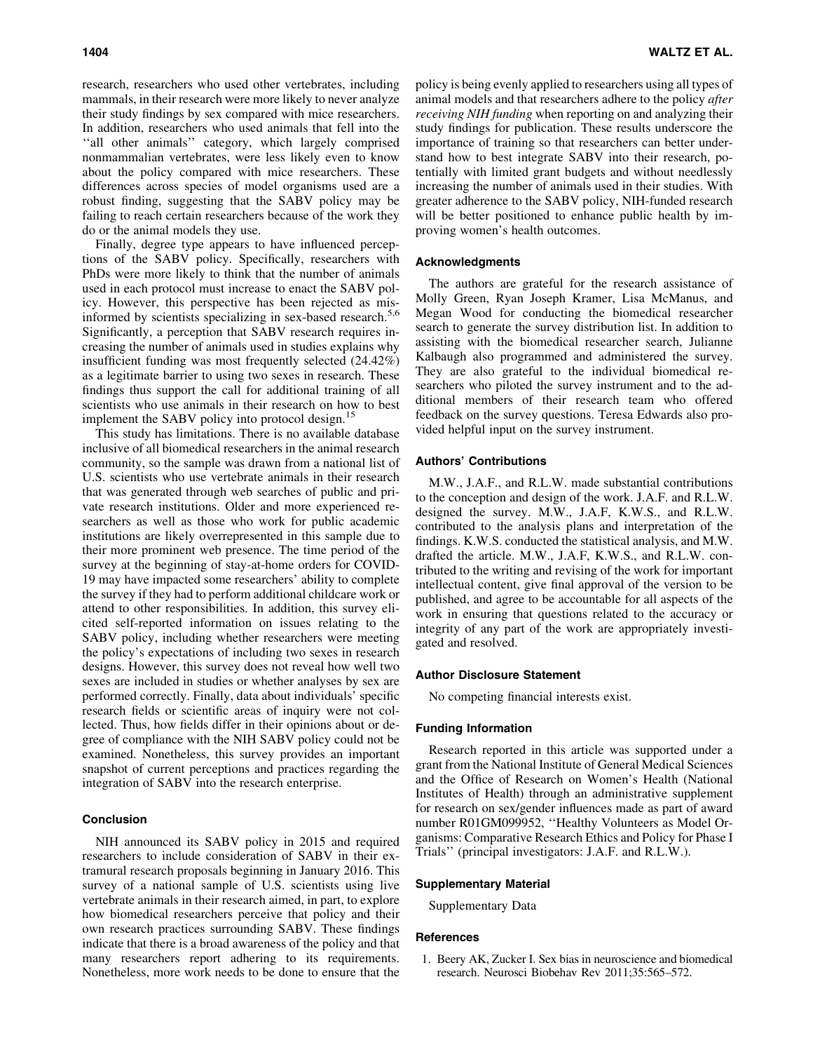research, researchers who used other vertebrates, including mammals, in their research were more likely to never analyze their study findings by sex compared with mice researchers. In addition, researchers who used animals that fell into the ''all other animals'' category, which largely comprised nonmammalian vertebrates, were less likely even to know about the policy compared with mice researchers. These differences across species of model organisms used are a robust finding, suggesting that the SABV policy may be failing to reach certain researchers because of the work they do or the animal models they use.

Finally, degree type appears to have influenced perceptions of the SABV policy. Specifically, researchers with PhDs were more likely to think that the number of animals used in each protocol must increase to enact the SABV policy. However, this perspective has been rejected as misinformed by scientists specializing in sex-based research.[5,6] Significantly, a perception that SABV research requires increasing the number of animals used in studies explains why insufficient funding was most frequently selected (24.42%) as a legitimate barrier to using two sexes in research. These findings thus support the call for additional training of all scientists who use animals in their research on how to best implement the SABV policy into protocol design.[15]

This study has limitations. There is no available database inclusive of all biomedical researchers in the animal research community, so the sample was drawn from a national list of U.S. scientists who use vertebrate animals in their research that was generated through web searches of public and private research institutions. Older and more experienced researchers as well as those who work for public academic institutions are likely overrepresented in this sample due to their more prominent web presence. The time period of the survey at the beginning of stay-at-home orders for COVID-19 may have impacted some researchers' ability to complete the survey if they had to perform additional childcare work or attend to other responsibilities. In addition, this survey elicited self-reported information on issues relating to the SABV policy, including whether researchers were meeting the policy's expectations of including two sexes in research designs. However, this survey does not reveal how well two sexes are included in studies or whether analyses by sex are performed correctly. Finally, data about individuals' specific research fields or scientific areas of inquiry were not collected. Thus, how fields differ in their opinions about or degree of compliance with the NIH SABV policy could not be examined. Nonetheless, this survey provides an important snapshot of current perceptions and practices regarding the integration of SABV into the research enterprise.

## Conclusion

NIH announced its SABV policy in 2015 and required researchers to include consideration of SABV in their extramural research proposals beginning in January 2016. This survey of a national sample of U.S. scientists using live vertebrate animals in their research aimed, in part, to explore how biomedical researchers perceive that policy and their own research practices surrounding SABV. These findings indicate that there is a broad awareness of the policy and that many researchers report adhering to its requirements. Nonetheless, more work needs to be done to ensure that the policy is being evenly applied to researchers using all types of animal models and that researchers adhere to the policy *after receiving NIH funding* when reporting on and analyzing their study findings for publication. These results underscore the importance of training so that researchers can better understand how to best integrate SABV into their research, potentially with limited grant budgets and without needlessly increasing the number of animals used in their studies. With greater adherence to the SABV policy, NIH-funded research will be better positioned to enhance public health by improving women's health outcomes.

## Acknowledgments

The authors are grateful for the research assistance of Molly Green, Ryan Joseph Kramer, Lisa McManus, and Megan Wood for conducting the biomedical researcher search to generate the survey distribution list. In addition to assisting with the biomedical researcher search, Julianne Kalbaugh also programmed and administered the survey. They are also grateful to the individual biomedical researchers who piloted the survey instrument and to the additional members of their research team who offered feedback on the survey questions. Teresa Edwards also provided helpful input on the survey instrument.

## Authors' Contributions

M.W., J.A.F., and R.L.W. made substantial contributions to the conception and design of the work. J.A.F. and R.L.W. designed the survey. M.W., J.A.F, K.W.S., and R.L.W. contributed to the analysis plans and interpretation of the findings. K.W.S. conducted the statistical analysis, and M.W. drafted the article. M.W., J.A.F, K.W.S., and R.L.W. contributed to the writing and revising of the work for important intellectual content, give final approval of the version to be published, and agree to be accountable for all aspects of the work in ensuring that questions related to the accuracy or integrity of any part of the work are appropriately investigated and resolved.

## Author Disclosure Statement

No competing financial interests exist.

## Funding Information

Research reported in this article was supported under a grant from the National Institute of General Medical Sciences and the Office of Research on Women's Health (National Institutes of Health) through an administrative supplement for research on sex/gender influences made as part of award number R01GM099952, ''Healthy Volunteers as Model Organisms: Comparative Research Ethics and Policy for Phase I Trials'' (principal investigators: J.A.F. and R.L.W.).

## Supplementary Material

Supplementary Data

## References

1. Beery AK, Zucker I. Sex bias in neuroscience and biomedical research. Neurosci Biobehav Rev 2011;35:565–572.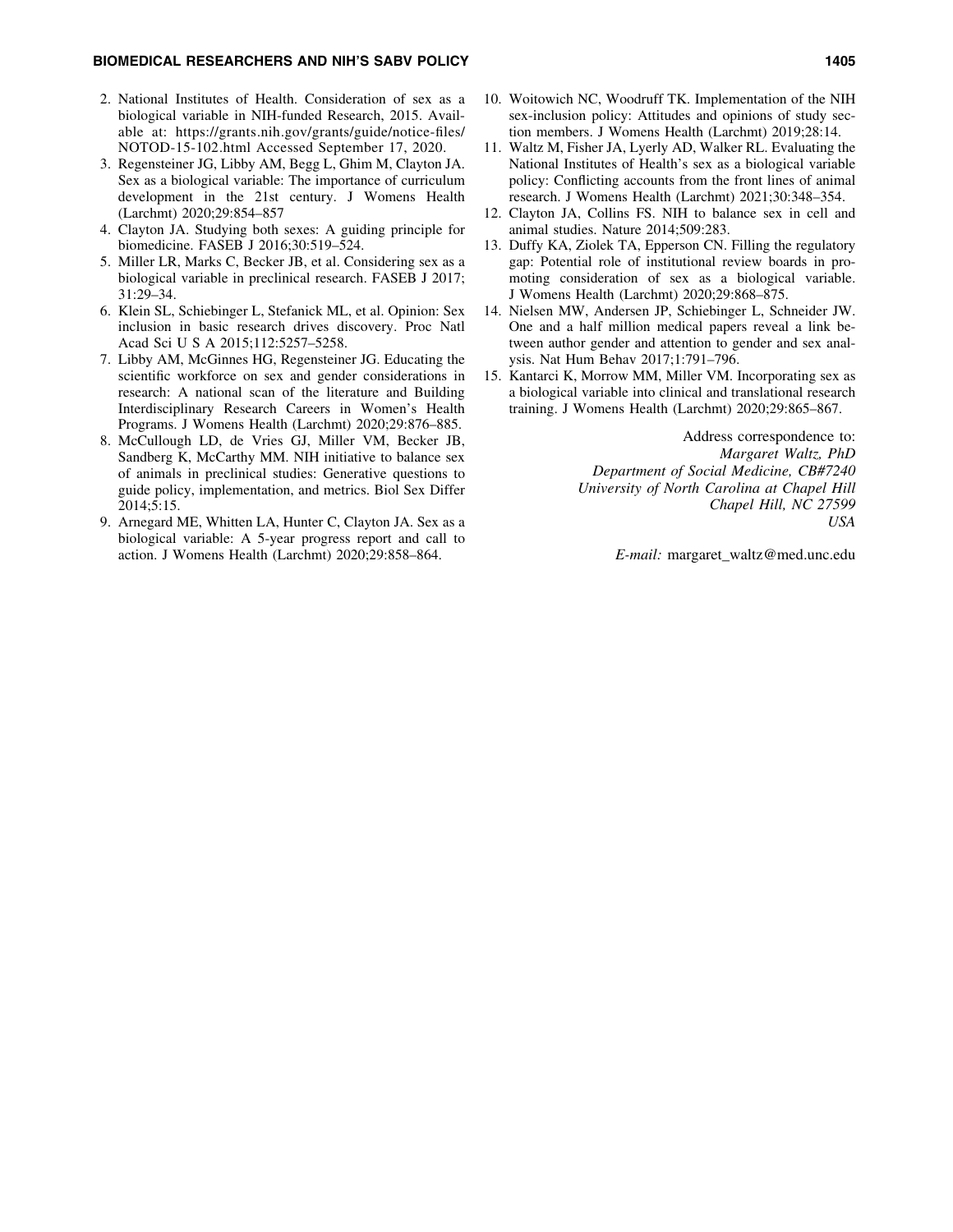2. National Institutes of Health. Consideration of sex as a biological variable in NIH-funded Research, 2015. Available at: https://grants.nih.gov/grants/guide/notice-files/NOTOD-15-102.html Accessed September 17, 2020.
3. Regensteiner JG, Libby AM, Begg L, Ghim M, Clayton JA. Sex as a biological variable: The importance of curriculum development in the 21st century. J Womens Health (Larchmt) 2020;29:854–857
4. Clayton JA. Studying both sexes: A guiding principle for biomedicine. FASEB J 2016;30:519–524.
5. Miller LR, Marks C, Becker JB, et al. Considering sex as a biological variable in preclinical research. FASEB J 2017; 31:29–34.
6. Klein SL, Schiebinger L, Stefanick ML, et al. Opinion: Sex inclusion in basic research drives discovery. Proc Natl Acad Sci U S A 2015;112:5257–5258.
7. Libby AM, McGinnes HG, Regensteiner JG. Educating the scientific workforce on sex and gender considerations in research: A national scan of the literature and Building Interdisciplinary Research Careers in Women's Health Programs. J Womens Health (Larchmt) 2020;29:876–885.
8. McCullough LD, de Vries GJ, Miller VM, Becker JB, Sandberg K, McCarthy MM. NIH initiative to balance sex of animals in preclinical studies: Generative questions to guide policy, implementation, and metrics. Biol Sex Differ 2014;5:15.
9. Arnegard ME, Whitten LA, Hunter C, Clayton JA. Sex as a biological variable: A 5-year progress report and call to action. J Womens Health (Larchmt) 2020;29:858–864.
10. Woitowich NC, Woodruff TK. Implementation of the NIH sex-inclusion policy: Attitudes and opinions of study section members. J Womens Health (Larchmt) 2019;28:14.
11. Waltz M, Fisher JA, Lyerly AD, Walker RL. Evaluating the National Institutes of Health's sex as a biological variable policy: Conflicting accounts from the front lines of animal research. J Womens Health (Larchmt) 2021;30:348–354.
12. Clayton JA, Collins FS. NIH to balance sex in cell and animal studies. Nature 2014;509:283.
13. Duffy KA, Ziolek TA, Epperson CN. Filling the regulatory gap: Potential role of institutional review boards in promoting consideration of sex as a biological variable. J Womens Health (Larchmt) 2020;29:868–875.
14. Nielsen MW, Andersen JP, Schiebinger L, Schneider JW. One and a half million medical papers reveal a link between author gender and attention to gender and sex analysis. Nat Hum Behav 2017;1:791–796.
15. Kantarci K, Morrow MM, Miller VM. Incorporating sex as a biological variable into clinical and translational research training. J Womens Health (Larchmt) 2020;29:865–867.

Address correspondence to:
*Margaret Waltz, PhD*
*Department of Social Medicine, CB#7240*
*University of North Carolina at Chapel Hill*
*Chapel Hill, NC 27599*
*USA*

*E-mail:* margaret_waltz@med.unc.edu